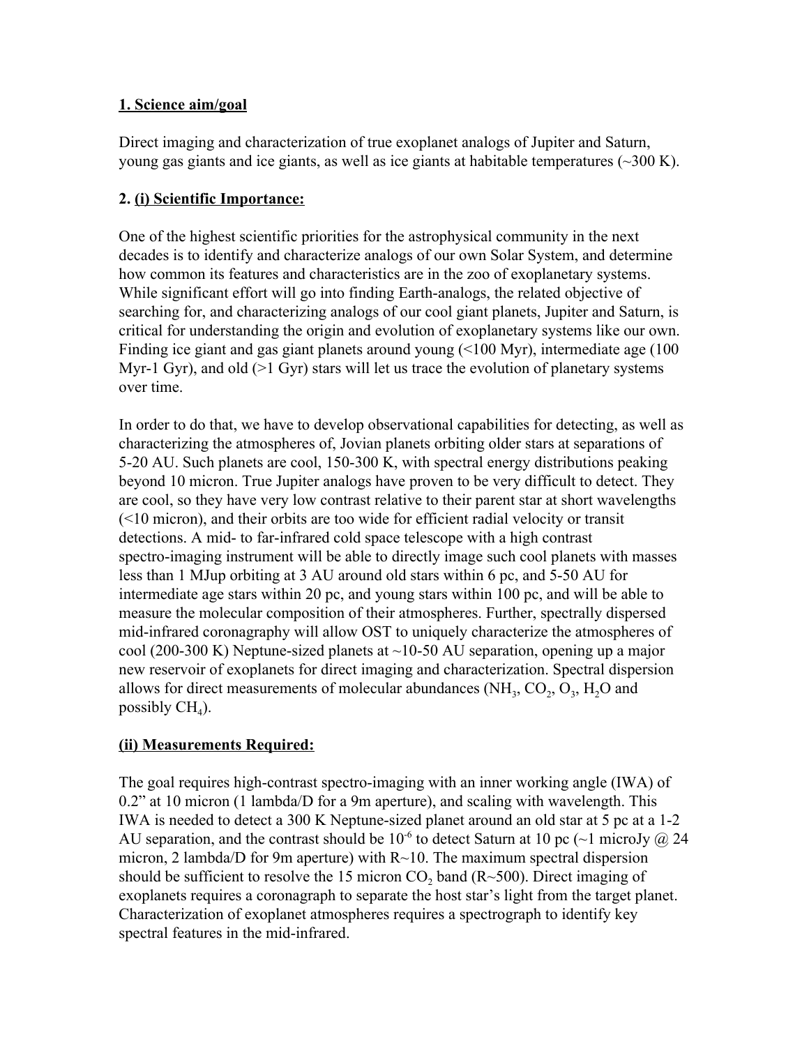## 1. Science aim/goal

Direct imaging and characterization of true exoplanet analogs of Jupiter and Saturn, young gas giants and ice giants, as well as ice giants at habitable temperatures (~300 K).

## 2. (i) Scientific Importance:

One of the highest scientific priorities for the astrophysical community in the next decades is to identify and characterize analogs of our own Solar System, and determine how common its features and characteristics are in the zoo of exoplanetary systems. While significant effort will go into finding Earth-analogs, the related objective of searching for, and characterizing analogs of our cool giant planets, Jupiter and Saturn, is critical for understanding the origin and evolution of exoplanetary systems like our own. Finding ice giant and gas giant planets around young (<100 Myr), intermediate age (100 Myr-1 Gyr), and old (>1 Gyr) stars will let us trace the evolution of planetary systems over time.

In order to do that, we have to develop observational capabilities for detecting, as well as characterizing the atmospheres of, Jovian planets orbiting older stars at separations of 5-20 AU. Such planets are cool, 150-300 K, with spectral energy distributions peaking beyond 10 micron. True Jupiter analogs have proven to be very difficult to detect. They are cool, so they have very low contrast relative to their parent star at short wavelengths (<10 micron), and their orbits are too wide for efficient radial velocity or transit detections. A mid- to far-infrared cold space telescope with a high contrast spectro-imaging instrument will be able to directly image such cool planets with masses less than 1 MJup orbiting at 3 AU around old stars within 6 pc, and 5-50 AU for intermediate age stars within 20 pc, and young stars within 100 pc, and will be able to measure the molecular composition of their atmospheres. Further, spectrally dispersed mid-infrared coronagraphy will allow OST to uniquely characterize the atmospheres of cool (200-300 K) Neptune-sized planets at ~10-50 AU separation, opening up a major new reservoir of exoplanets for direct imaging and characterization. Spectral dispersion allows for direct measurements of molecular abundances ($NH_3$, $CO_2$, $O_3$, $H_2O$ and possibly $CH_4$).

## (ii) Measurements Required:

The goal requires high-contrast spectro-imaging with an inner working angle (IWA) of 0.2" at 10 micron (1 lambda/D for a 9m aperture), and scaling with wavelength. This IWA is needed to detect a 300 K Neptune-sized planet around an old star at 5 pc at a 1-2 AU separation, and the contrast should be $10^{-6}$ to detect Saturn at 10 pc (~1 microJy @ 24 micron, 2 lambda/D for 9m aperture) with R~10. The maximum spectral dispersion should be sufficient to resolve the 15 micron $CO_2$ band (R~500). Direct imaging of exoplanets requires a coronagraph to separate the host star's light from the target planet. Characterization of exoplanet atmospheres requires a spectrograph to identify key spectral features in the mid-infrared.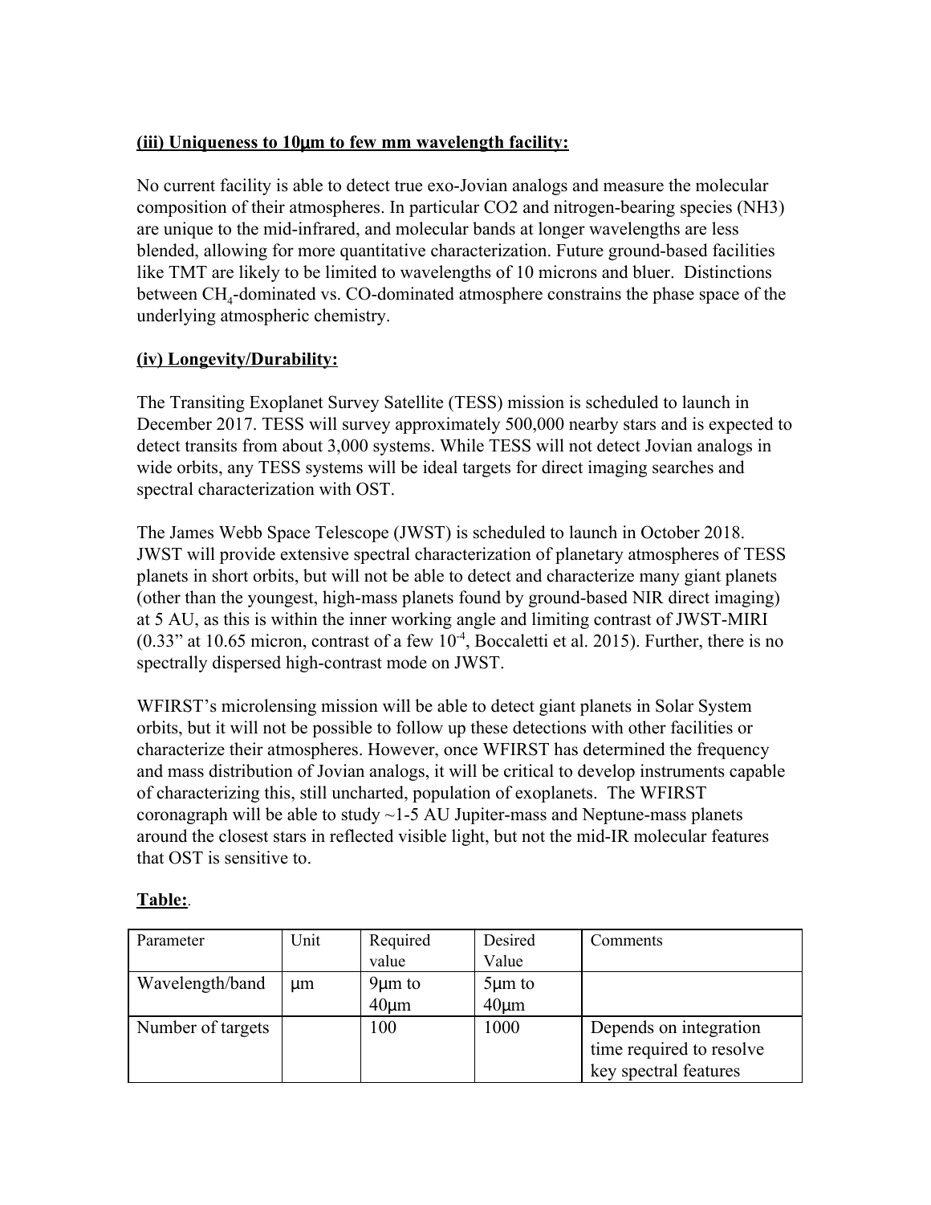**(iii) Uniqueness to 10μm to few mm wavelength facility:**

No current facility is able to detect true exo-Jovian analogs and measure the molecular composition of their atmospheres. In particular CO2 and nitrogen-bearing species (NH3) are unique to the mid-infrared, and molecular bands at longer wavelengths are less blended, allowing for more quantitative characterization. Future ground-based facilities like TMT are likely to be limited to wavelengths of 10 microns and bluer. Distinctions between $CH_4$-dominated vs. CO-dominated atmosphere constrains the phase space of the underlying atmospheric chemistry.

**(iv) Longevity/Durability:**

The Transiting Exoplanet Survey Satellite (TESS) mission is scheduled to launch in December 2017. TESS will survey approximately 500,000 nearby stars and is expected to detect transits from about 3,000 systems. While TESS will not detect Jovian analogs in wide orbits, any TESS systems will be ideal targets for direct imaging searches and spectral characterization with OST.

The James Webb Space Telescope (JWST) is scheduled to launch in October 2018. JWST will provide extensive spectral characterization of planetary atmospheres of TESS planets in short orbits, but will not be able to detect and characterize many giant planets (other than the youngest, high-mass planets found by ground-based NIR direct imaging) at 5 AU, as this is within the inner working angle and limiting contrast of JWST-MIRI (0.33" at 10.65 micron, contrast of a few $10^{-4}$, Boccaletti et al. 2015). Further, there is no spectrally dispersed high-contrast mode on JWST.

WFIRST's microlensing mission will be able to detect giant planets in Solar System orbits, but it will not be possible to follow up these detections with other facilities or characterize their atmospheres. However, once WFIRST has determined the frequency and mass distribution of Jovian analogs, it will be critical to develop instruments capable of characterizing this, still uncharted, population of exoplanets. The WFIRST coronagraph will be able to study ~1-5 AU Jupiter-mass and Neptune-mass planets around the closest stars in reflected visible light, but not the mid-IR molecular features that OST is sensitive to.

**Table:**.

| Parameter | Unit | Required value | Desired Value | Comments |
|---|---|---|---|---|
| Wavelength/band | μm | 9μm to 40μm | 5μm to 40μm | |
| Number of targets | | 100 | 1000 | Depends on integration time required to resolve key spectral features |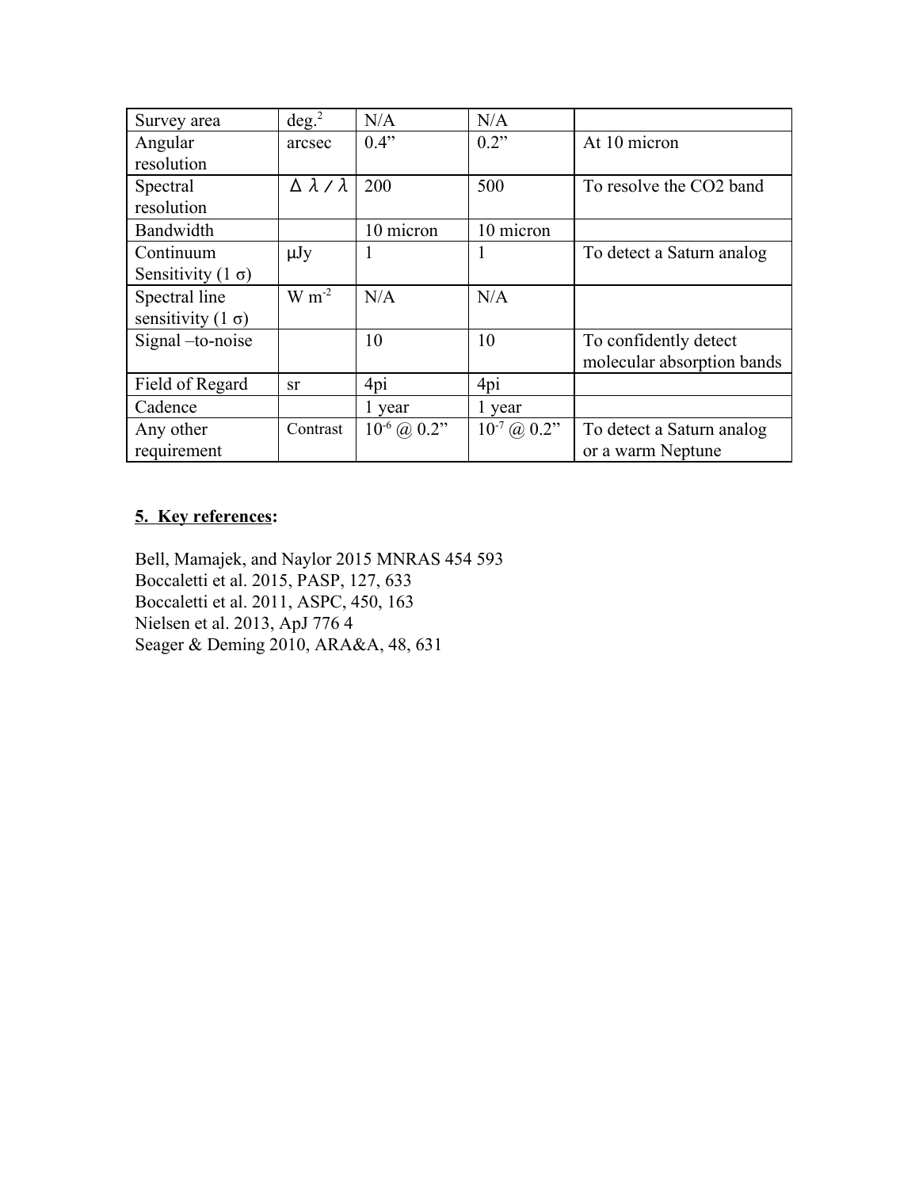| Survey area | $deg.^2$ | N/A | N/A | |
|---|---|---|---|---|
| Angular resolution | arcsec | 0.4” | 0.2” | At 10 micron |
| Spectral resolution | $\Delta\lambda/\lambda$ | 200 | 500 | To resolve the CO2 band |
| Bandwidth | | 10 micron | 10 micron | |
| Continuum Sensitivity (1 σ) | μJy | 1 | 1 | To detect a Saturn analog |
| Spectral line sensitivity (1 σ) | $W\ m^{-2}$ | N/A | N/A | |
| Signal –to-noise | | 10 | 10 | To confidently detect molecular absorption bands |
| Field of Regard | sr | 4pi | 4pi | |
| Cadence | | 1 year | 1 year | |
| Any other requirement | Contrast | $10^{-6}$ @ 0.2” | $10^{-7}$ @ 0.2” | To detect a Saturn analog or a warm Neptune |

## 5. Key references:

Bell, Mamajek, and Naylor 2015 MNRAS 454 593
Boccaletti et al. 2015, PASP, 127, 633
Boccaletti et al. 2011, ASPC, 450, 163
Nielsen et al. 2013, ApJ 776 4
Seager & Deming 2010, ARA&A, 48, 631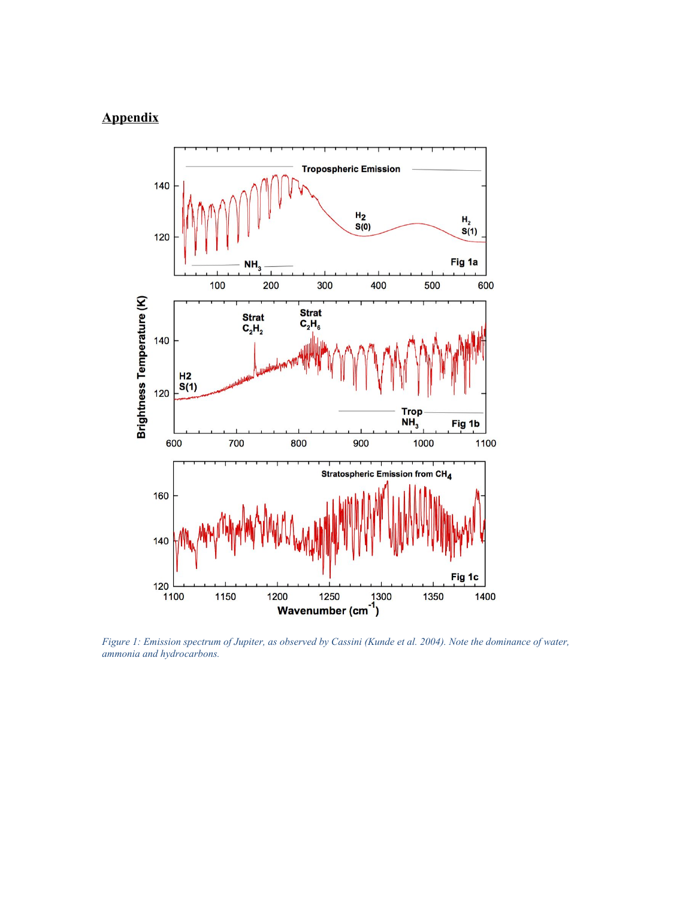## Appendix

*Figure 1: Emission spectrum of Jupiter, as observed by Cassini (Kunde et al. 2004). Note the dominance of water, ammonia and hydrocarbons.*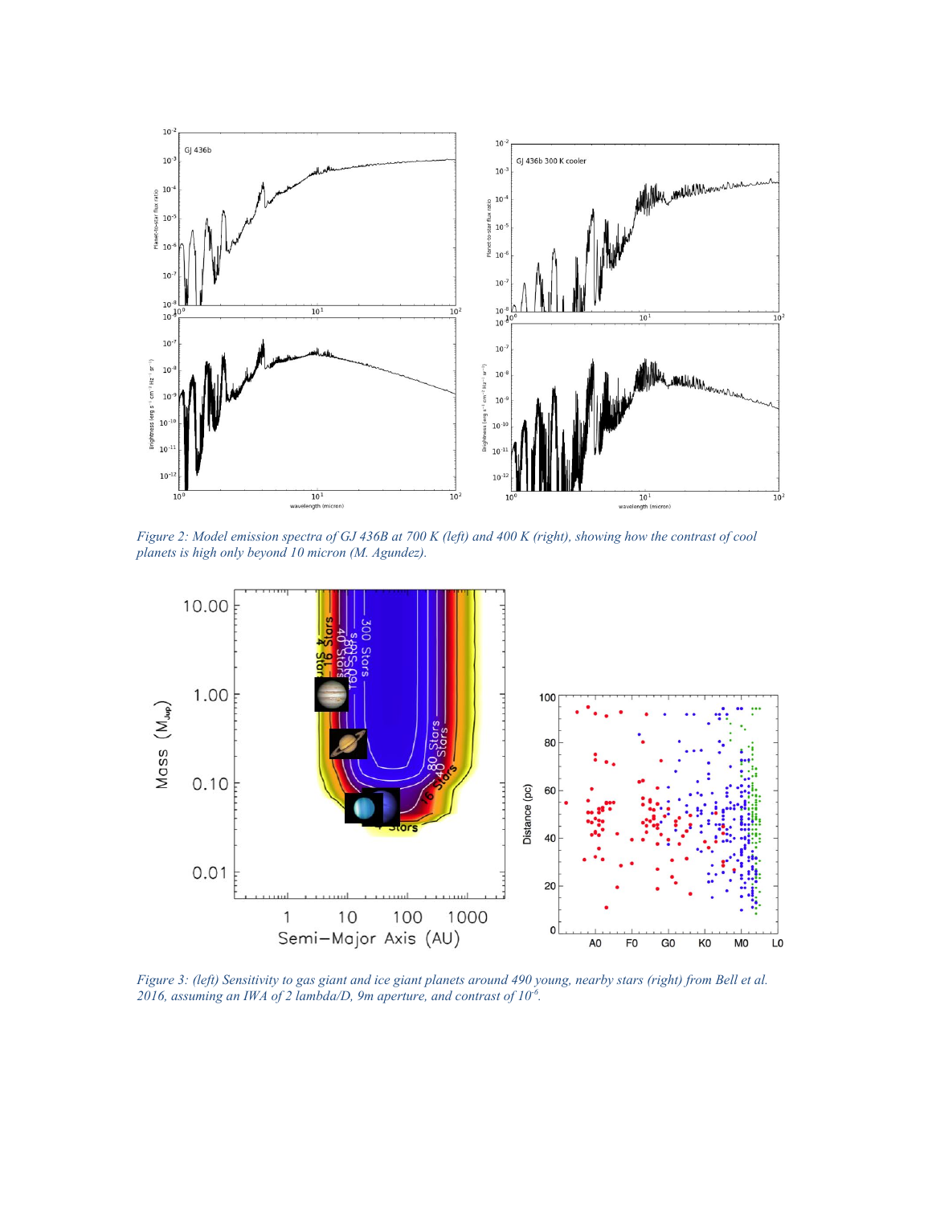*Figure 2: Model emission spectra of GJ 436B at 700 K (left) and 400 K (right), showing how the contrast of cool planets is high only beyond 10 micron (M. Agundez).*

*Figure 3: (left) Sensitivity to gas giant and ice giant planets around 490 young, nearby stars (right) from Bell et al. 2016, assuming an IWA of 2 lambda/D, 9m aperture, and contrast of $10^{-6}$.*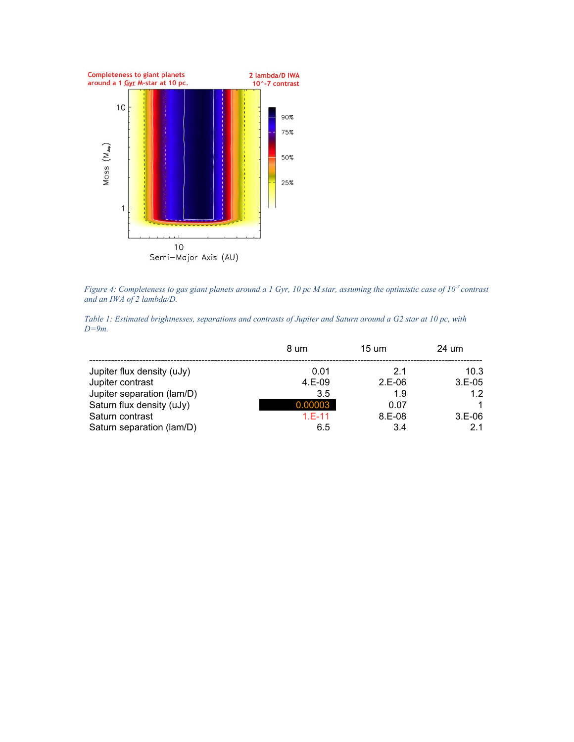Completeness to giant planets around a 1 Gyr M-star at 10 pc.

2 lambda/D IWA
10^-7 contrast

Mass ($M_{Jup}$)

10

1

10

Semi-Major Axis (AU)

90%

75%

50%

25%

*Figure 4: Completeness to gas giant planets around a 1 Gyr, 10 pc M star, assuming the optimistic case of $10^{-7}$ contrast and an IWA of 2 lambda/D.*

*Table 1: Estimated brightnesses, separations and contrasts of Jupiter and Saturn around a G2 star at 10 pc, with D=9m.*

| | 8 um | 15 um | 24 um |
|---|---|---|---|
| Jupiter flux density (uJy) | 0.01 | 2.1 | 10.3 |
| Jupiter contrast | 4.E-09 | 2.E-06 | 3.E-05 |
| Jupiter separation (lam/D) | 3.5 | 1.9 | 1.2 |
| Saturn flux density (uJy) | 0.00003 | 0.07 | 1 |
| Saturn contrast | 1.E-11 | 8.E-08 | 3.E-06 |
| Saturn separation (lam/D) | 6.5 | 3.4 | 2.1 |